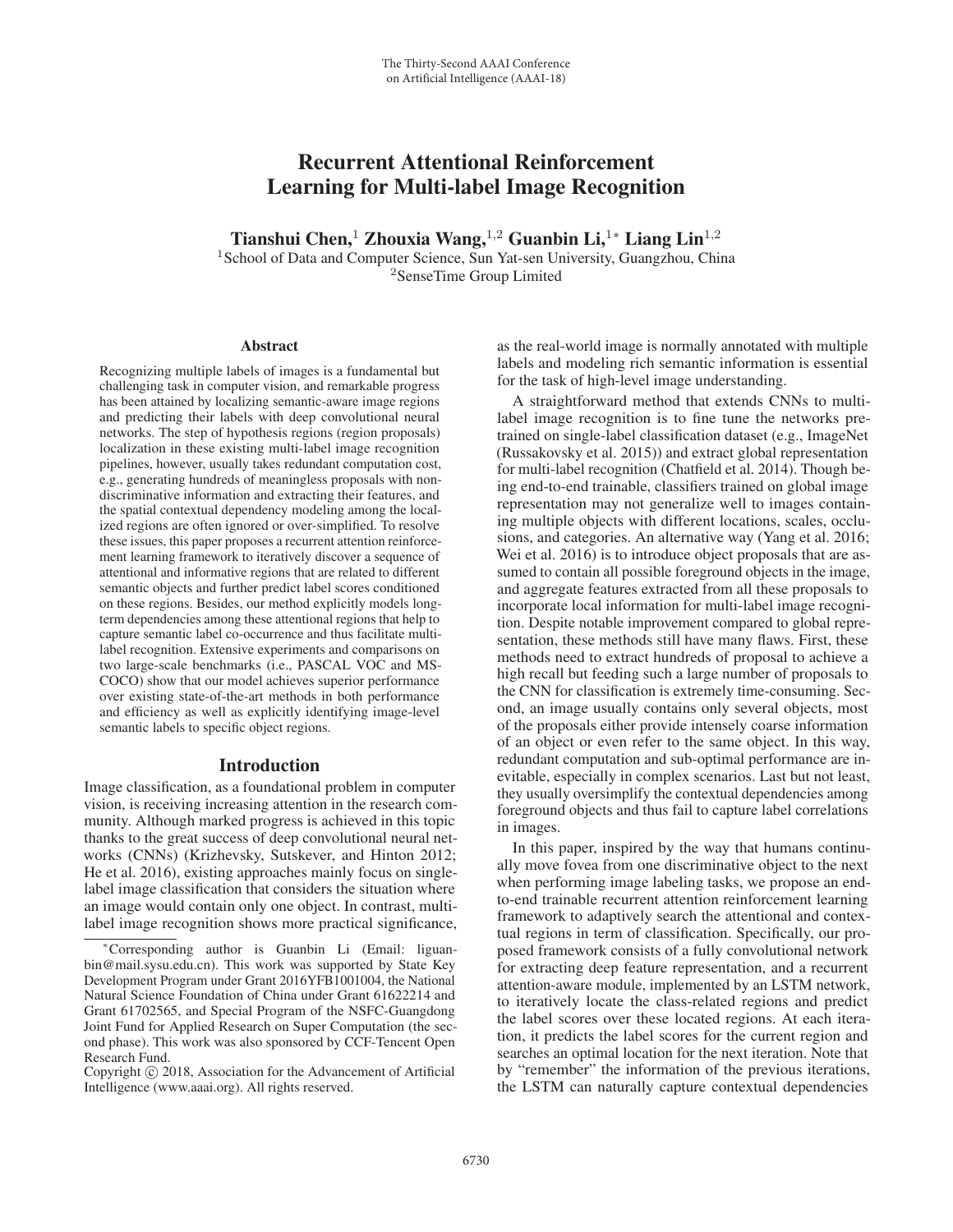# Recurrent Attentional Reinforcement Learning for Multi-label Image Recognition

**Tianshui Chen,**[1] **Zhouxia Wang,**[1,2] **Guanbin Li,**[1*] **Liang Lin**[1,2]

[1]School of Data and Computer Science, Sun Yat-sen University, Guangzhou, China
[2]SenseTime Group Limited

## Abstract

Recognizing multiple labels of images is a fundamental but challenging task in computer vision, and remarkable progress has been attained by localizing semantic-aware image regions and predicting their labels with deep convolutional neural networks. The step of hypothesis regions (region proposals) localization in these existing multi-label image recognition pipelines, however, usually takes redundant computation cost, e.g., generating hundreds of meaningless proposals with non-discriminative information and extracting their features, and the spatial contextual dependency modeling among the localized regions are often ignored or over-simplified. To resolve these issues, this paper proposes a recurrent attention reinforcement learning framework to iteratively discover a sequence of attentional and informative regions that are related to different semantic objects and further predict label scores conditioned on these regions. Besides, our method explicitly models long-term dependencies among these attentional regions that help to capture semantic label co-occurrence and thus facilitate multi-label recognition. Extensive experiments and comparisons on two large-scale benchmarks (i.e., PASCAL VOC and MS-COCO) show that our model achieves superior performance over existing state-of-the-art methods in both performance and efficiency as well as explicitly identifying image-level semantic labels to specific object regions.

## Introduction

Image classification, as a foundational problem in computer vision, is receiving increasing attention in the research community. Although marked progress is achieved in this topic thanks to the great success of deep convolutional neural networks (CNNs) (Krizhevsky, Sutskever, and Hinton 2012; He et al. 2016), existing approaches mainly focus on single-label image classification that considers the situation where an image would contain only one object. In contrast, multi-label image recognition shows more practical significance, as the real-world image is normally annotated with multiple labels and modeling rich semantic information is essential for the task of high-level image understanding.

A straightforward method that extends CNNs to multi-label image recognition is to fine tune the networks pre-trained on single-label classification dataset (e.g., ImageNet (Russakovsky et al. 2015)) and extract global representation for multi-label recognition (Chatfield et al. 2014). Though being end-to-end trainable, classifiers trained on global image representation may not generalize well to images containing multiple objects with different locations, scales, occlusions, and categories. An alternative way (Yang et al. 2016; Wei et al. 2016) is to introduce object proposals that are assumed to contain all possible foreground objects in the image, and aggregate features extracted from all these proposals to incorporate local information for multi-label image recognition. Despite notable improvement compared to global representation, these methods still have many flaws. First, these methods need to extract hundreds of proposal to achieve a high recall but feeding such a large number of proposals to the CNN for classification is extremely time-consuming. Second, an image usually contains only several objects, most of the proposals either provide intensely coarse information of an object or even refer to the same object. In this way, redundant computation and sub-optimal performance are inevitable, especially in complex scenarios. Last but not least, they usually oversimplify the contextual dependencies among foreground objects and thus fail to capture label correlations in images.

In this paper, inspired by the way that humans continually move fovea from one discriminative object to the next when performing image labeling tasks, we propose an end-to-end trainable recurrent attention reinforcement learning framework to adaptively search the attentional and contextual regions in term of classification. Specifically, our proposed framework consists of a fully convolutional network for extracting deep feature representation, and a recurrent attention-aware module, implemented by an LSTM network, to iteratively locate the class-related regions and predict the label scores over these located regions. At each iteration, it predicts the label scores for the current region and searches an optimal location for the next iteration. Note that by "remember" the information of the previous iterations, the LSTM can naturally capture contextual dependencies

*Corresponding author is Guanbin Li (Email: liguanbin@mail.sysu.edu.cn). This work was supported by State Key Development Program under Grant 2016YFB1001004, the National Natural Science Foundation of China under Grant 61622214 and Grant 61702565, and Special Program of the NSFC-Guangdong Joint Fund for Applied Research on Super Computation (the second phase). This work was also sponsored by CCF-Tencent Open Research Fund.

Copyright © 2018, Association for the Advancement of Artificial Intelligence (www.aaai.org). All rights reserved.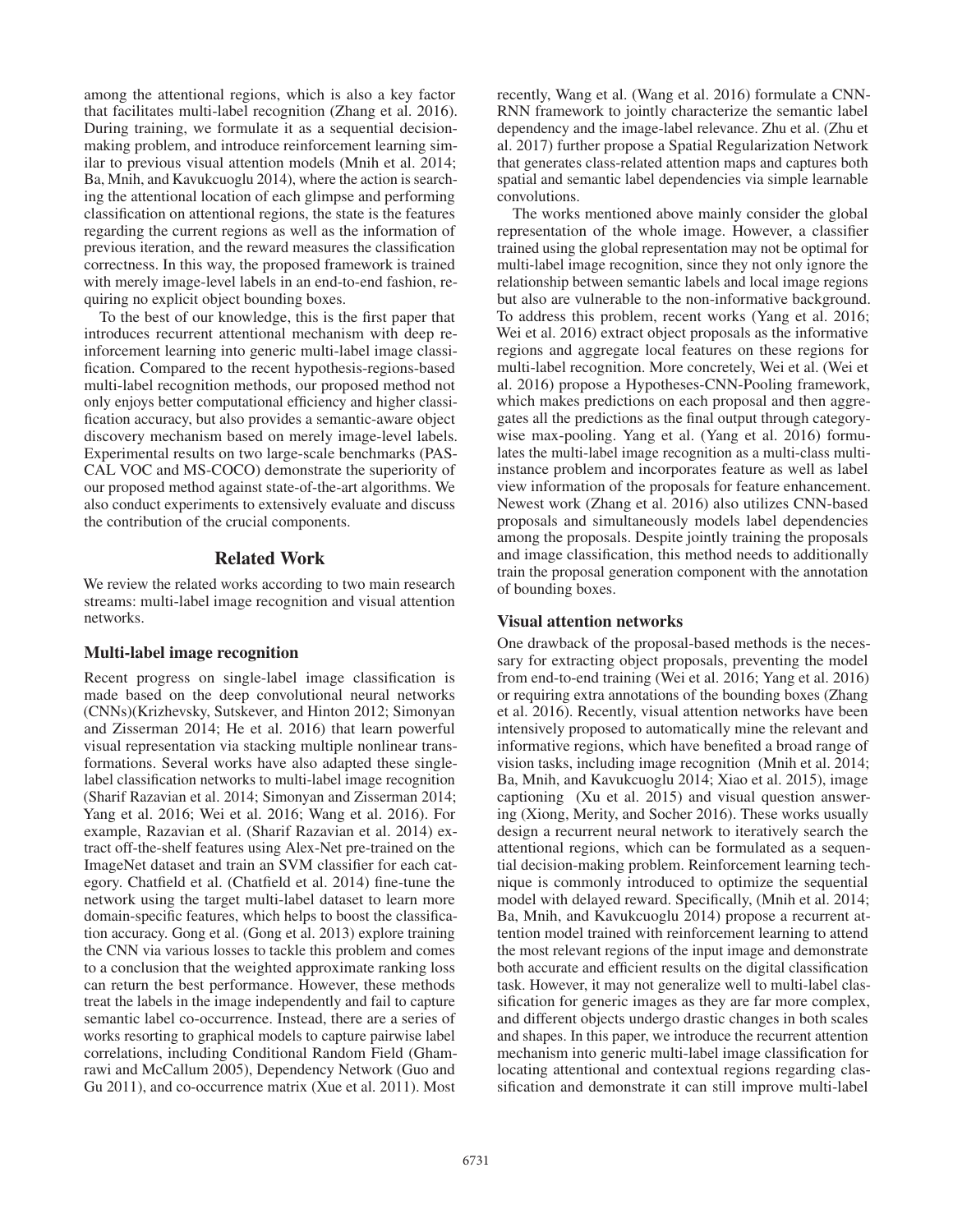among the attentional regions, which is also a key factor that facilitates multi-label recognition (Zhang et al. 2016). During training, we formulate it as a sequential decision-making problem, and introduce reinforcement learning similar to previous visual attention models (Mnih et al. 2014; Ba, Mnih, and Kavukcuoglu 2014), where the action is searching the attentional location of each glimpse and performing classification on attentional regions, the state is the features regarding the current regions as well as the information of previous iteration, and the reward measures the classification correctness. In this way, the proposed framework is trained with merely image-level labels in an end-to-end fashion, requiring no explicit object bounding boxes.

To the best of our knowledge, this is the first paper that introduces recurrent attentional mechanism with deep reinforcement learning into generic multi-label image classification. Compared to the recent hypothesis-regions-based multi-label recognition methods, our proposed method not only enjoys better computational efficiency and higher classification accuracy, but also provides a semantic-aware object discovery mechanism based on merely image-level labels. Experimental results on two large-scale benchmarks (PASCAL VOC and MS-COCO) demonstrate the superiority of our proposed method against state-of-the-art algorithms. We also conduct experiments to extensively evaluate and discuss the contribution of the crucial components.

## Related Work

We review the related works according to two main research streams: multi-label image recognition and visual attention networks.

### Multi-label image recognition

Recent progress on single-label image classification is made based on the deep convolutional neural networks (CNNs)(Krizhevsky, Sutskever, and Hinton 2012; Simonyan and Zisserman 2014; He et al. 2016) that learn powerful visual representation via stacking multiple nonlinear transformations. Several works have also adapted these single-label classification networks to multi-label image recognition (Sharif Razavian et al. 2014; Simonyan and Zisserman 2014; Yang et al. 2016; Wei et al. 2016; Wang et al. 2016). For example, Razavian et al. (Sharif Razavian et al. 2014) extract off-the-shelf features using Alex-Net pre-trained on the ImageNet dataset and train an SVM classifier for each category. Chatfield et al. (Chatfield et al. 2014) fine-tune the network using the target multi-label dataset to learn more domain-specific features, which helps to boost the classification accuracy. Gong et al. (Gong et al. 2013) explore training the CNN via various losses to tackle this problem and comes to a conclusion that the weighted approximate ranking loss can return the best performance. However, these methods treat the labels in the image independently and fail to capture semantic label co-occurrence. Instead, there are a series of works resorting to graphical models to capture pairwise label correlations, including Conditional Random Field (Ghamrawi and McCallum 2005), Dependency Network (Guo and Gu 2011), and co-occurrence matrix (Xue et al. 2011). Most recently, Wang et al. (Wang et al. 2016) formulate a CNN-RNN framework to jointly characterize the semantic label dependency and the image-label relevance. Zhu et al. (Zhu et al. 2017) further propose a Spatial Regularization Network that generates class-related attention maps and captures both spatial and semantic label dependencies via simple learnable convolutions.

The works mentioned above mainly consider the global representation of the whole image. However, a classifier trained using the global representation may not be optimal for multi-label image recognition, since they not only ignore the relationship between semantic labels and local image regions but also are vulnerable to the non-informative background. To address this problem, recent works (Yang et al. 2016; Wei et al. 2016) extract object proposals as the informative regions and aggregate local features on these regions for multi-label recognition. More concretely, Wei et al. (Wei et al. 2016) propose a Hypotheses-CNN-Pooling framework, which makes predictions on each proposal and then aggregates all the predictions as the final output through category-wise max-pooling. Yang et al. (Yang et al. 2016) formulates the multi-label image recognition as a multi-class multi-instance problem and incorporates feature as well as label view information of the proposals for feature enhancement. Newest work (Zhang et al. 2016) also utilizes CNN-based proposals and simultaneously models label dependencies among the proposals. Despite jointly training the proposals and image classification, this method needs to additionally train the proposal generation component with the annotation of bounding boxes.

### Visual attention networks

One drawback of the proposal-based methods is the necessary for extracting object proposals, preventing the model from end-to-end training (Wei et al. 2016; Yang et al. 2016) or requiring extra annotations of the bounding boxes (Zhang et al. 2016). Recently, visual attention networks have been intensively proposed to automatically mine the relevant and informative regions, which have benefited a broad range of vision tasks, including image recognition (Mnih et al. 2014; Ba, Mnih, and Kavukcuoglu 2014; Xiao et al. 2015), image captioning (Xu et al. 2015) and visual question answering (Xiong, Merity, and Socher 2016). These works usually design a recurrent neural network to iteratively search the attentional regions, which can be formulated as a sequential decision-making problem. Reinforcement learning technique is commonly introduced to optimize the sequential model with delayed reward. Specifically, (Mnih et al. 2014; Ba, Mnih, and Kavukcuoglu 2014) propose a recurrent attention model trained with reinforcement learning to attend the most relevant regions of the input image and demonstrate both accurate and efficient results on the digital classification task. However, it may not generalize well to multi-label classification for generic images as they are far more complex, and different objects undergo drastic changes in both scales and shapes. In this paper, we introduce the recurrent attention mechanism into generic multi-label image classification for locating attentional and contextual regions regarding classification and demonstrate it can still improve multi-label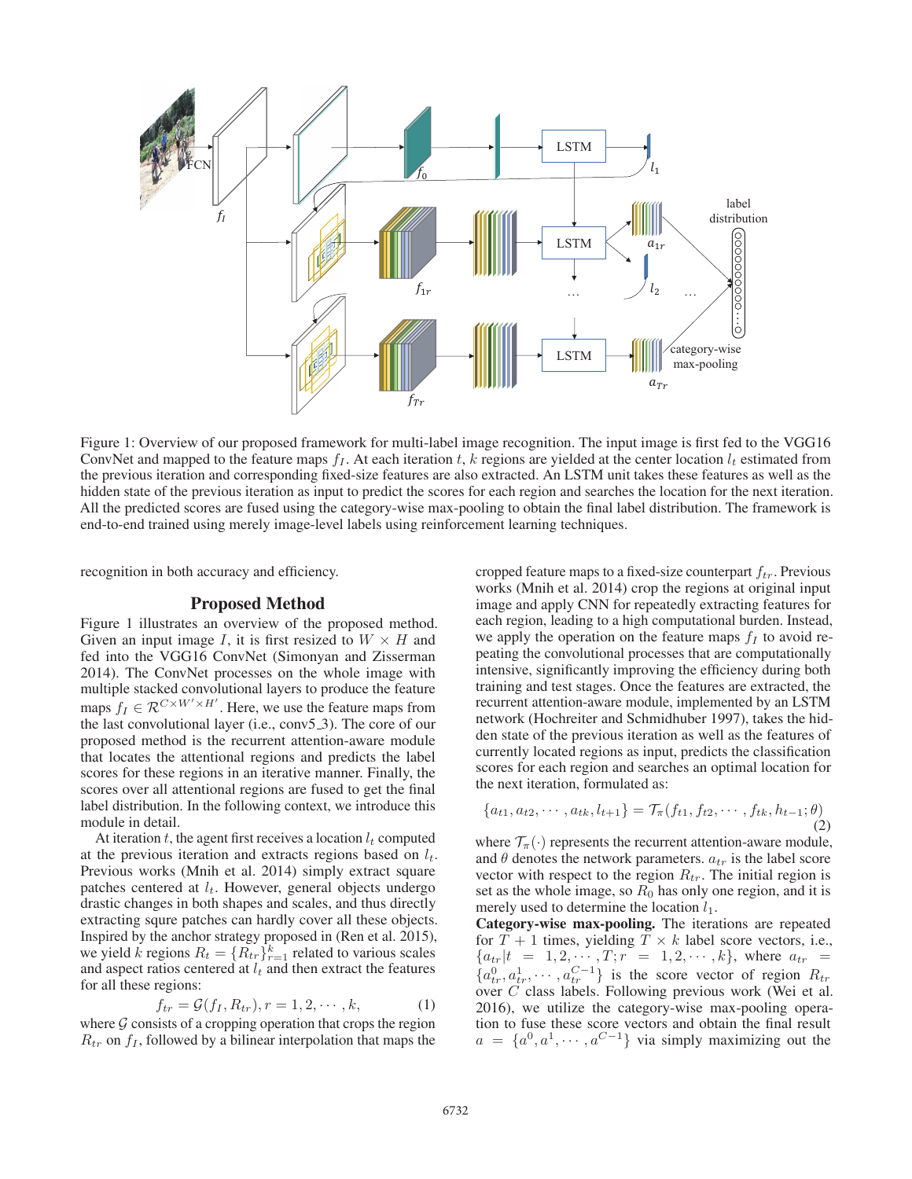Figure 1: Overview of our proposed framework for multi-label image recognition. The input image is first fed to the VGG16 ConvNet and mapped to the feature maps $f_I$. At each iteration $t$, $k$ regions are yielded at the center location $l_t$ estimated from the previous iteration and corresponding fixed-size features are also extracted. An LSTM unit takes these features as well as the hidden state of the previous iteration as input to predict the scores for each region and searches the location for the next iteration. All the predicted scores are fused using the category-wise max-pooling to obtain the final label distribution. The framework is end-to-end trained using merely image-level labels using reinforcement learning techniques.

recognition in both accuracy and efficiency.

## Proposed Method

Figure 1 illustrates an overview of the proposed method. Given an input image $I$, it is first resized to $W \times H$ and fed into the VGG16 ConvNet (Simonyan and Zisserman 2014). The ConvNet processes on the whole image with multiple stacked convolutional layers to produce the feature maps $f_I \in \mathcal{R}^{C \times W' \times H'}$. Here, we use the feature maps from the last convolutional layer (i.e., conv5_3). The core of our proposed method is the recurrent attention-aware module that locates the attentional regions and predicts the label scores for these regions in an iterative manner. Finally, the scores over all attentional regions are fused to get the final label distribution. In the following context, we introduce this module in detail.

At iteration $t$, the agent first receives a location $l_t$ computed at the previous iteration and extracts regions based on $l_t$. Previous works (Mnih et al. 2014) simply extract square patches centered at $l_t$. However, general objects undergo drastic changes in both shapes and scales, and thus directly extracting squre patches can hardly cover all these objects. Inspired by the anchor strategy proposed in (Ren et al. 2015), we yield $k$ regions $R_t = \{R_{tr}\}_{r=1}^{k}$ related to various scales and aspect ratios centered at $l_t$ and then extract the features for all these regions:

$$f_{tr} = \mathcal{G}(f_I, R_{tr}), r = 1, 2, \cdots, k, \tag{1}$$

where $\mathcal{G}$ consists of a cropping operation that crops the region $R_{tr}$ on $f_I$, followed by a bilinear interpolation that maps the cropped feature maps to a fixed-size counterpart $f_{tr}$. Previous works (Mnih et al. 2014) crop the regions at original input image and apply CNN for repeatedly extracting features for each region, leading to a high computational burden. Instead, we apply the operation on the feature maps $f_I$ to avoid repeating the convolutional processes that are computationally intensive, significantly improving the efficiency during both training and test stages. Once the features are extracted, the recurrent attention-aware module, implemented by an LSTM network (Hochreiter and Schmidhuber 1997), takes the hidden state of the previous iteration as well as the features of currently located regions as input, predicts the classification scores for each region and searches an optimal location for the next iteration, formulated as:

$$\{a_{t1}, a_{t2}, \cdots, a_{tk}, l_{t+1}\} = \mathcal{T}_\pi(f_{t1}, f_{t2}, \cdots, f_{tk}, h_{t-1}; \theta) \tag{2}$$

where $\mathcal{T}_\pi(\cdot)$ represents the recurrent attention-aware module, and $\theta$ denotes the network parameters. $a_{tr}$ is the label score vector with respect to the region $R_{tr}$. The initial region is set as the whole image, so $R_0$ has only one region, and it is merely used to determine the location $l_1$.

**Category-wise max-pooling.** The iterations are repeated for $T + 1$ times, yielding $T \times k$ label score vectors, i.e., $\{a_{tr} | t = 1, 2, \cdots, T; r = 1, 2, \cdots, k\}$, where $a_{tr} = \{a_{tr}^0, a_{tr}^1, \cdots, a_{tr}^{C-1}\}$ is the score vector of region $R_{tr}$ over $C$ class labels. Following previous work (Wei et al. 2016), we utilize the category-wise max-pooling operation to fuse these score vectors and obtain the final result $a = \{a^0, a^1, \cdots, a^{C-1}\}$ via simply maximizing out the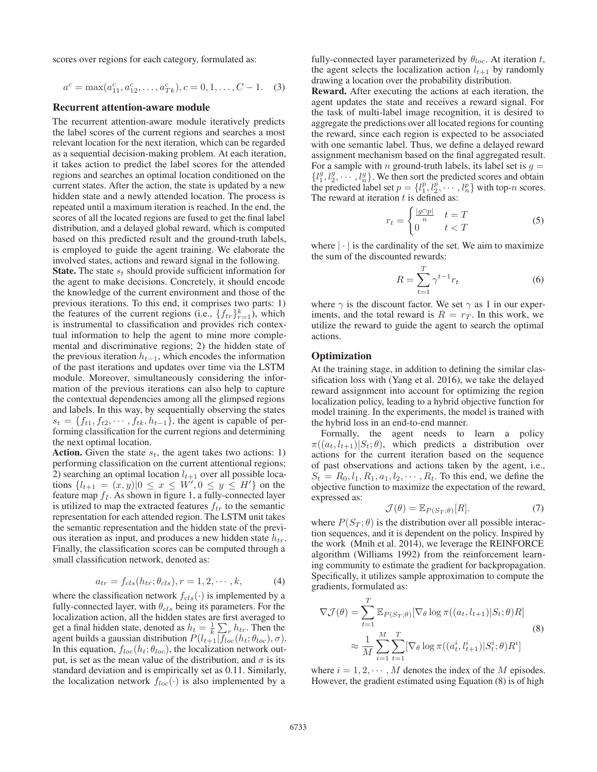scores over regions for each category, formulated as:

$$a^c = \max(a^c_{11}, a^c_{12}, \dots, a^c_{Tk}), c = 0, 1, \dots, C-1. \quad (3)$$

## Recurrent attention-aware module

The recurrent attention-aware module iteratively predicts the label scores of the current regions and searches a most relevant location for the next iteration, which can be regarded as a sequential decision-making problem. At each iteration, it takes action to predict the label scores for the attended regions and searches an optimal location conditioned on the current states. After the action, the state is updated by a new hidden state and a newly attended location. The process is repeated until a maximum iteration is reached. In the end, the scores of all the located regions are fused to get the final label distribution, and a delayed global reward, which is computed based on this predicted result and the ground-truth labels, is employed to guide the agent training. We elaborate the involved states, actions and reward signal in the following.

**State.** The state $s_t$ should provide sufficient information for the agent to make decisions. Concretely, it should encode the knowledge of the current environment and those of the previous iterations. To this end, it comprises two parts: 1) the features of the current regions (i.e., $\{f_{tr}\}_{r=1}^{k}$), which is instrumental to classification and provides rich contextual information to help the agent to mine more complemental and discriminative regions; 2) the hidden state of the previous iteration $h_{t-1}$, which encodes the information of the past iterations and updates over time via the LSTM module. Moreover, simultaneously considering the information of the previous iterations can also help to capture the contextual dependencies among all the glimpsed regions and labels. In this way, by sequentially observing the states $s_t = \{f_{t1}, f_{t2}, \cdots, f_{tk}, h_{t-1}\}$, the agent is capable of performing classification for the current regions and determining the next optimal location.

**Action.** Given the state $s_t$, the agent takes two actions: 1) performing classification on the current attentional regions; 2) searching an optimal location $l_{t+1}$ over all possible locations $\{l_{t+1} = (x, y) | 0 \leq x \leq W', 0 \leq y \leq H'\}$ on the feature map $f_I$. As shown in figure 1, a fully-connected layer is utilized to map the extracted features $f_{tr}$ to the semantic representation for each attended region. The LSTM unit takes the semantic representation and the hidden state of the previous iteration as input, and produces a new hidden state $h_{tr}$. Finally, the classification scores can be computed through a small classification network, denoted as:

$$a_{tr} = f_{cls}(h_{tr}; \theta_{cls}), r = 1, 2, \cdots, k, \quad (4)$$

where the classification network $f_{cls}(\cdot)$ is implemented by a fully-connected layer, with $\theta_{cls}$ being its parameters. For the localization action, all the hidden states are first averaged to get a final hidden state, denoted as $h_t = \frac{1}{k}\sum_r h_{tr}$. Then the agent builds a gaussian distribution $P(l_{t+1}|f_{loc}(h_t; \theta_{loc}), \sigma)$. In this equation, $f_{loc}(h_t; \theta_{loc})$, the localization network output, is set as the mean value of the distribution, and $\sigma$ is its standard deviation and is empirically set as 0.11. Similarly, the localization network $f_{loc}(\cdot)$ is also implemented by a fully-connected layer parameterized by $\theta_{loc}$. At iteration $t$, the agent selects the localization action $l_{t+1}$ by randomly drawing a location over the probability distribution.

**Reward.** After executing the actions at each iteration, the agent updates the state and receives a reward signal. For the task of multi-label image recognition, it is desired to aggregate the predictions over all located regions for counting the reward, since each region is expected to be associated with one semantic label. Thus, we define a delayed reward assignment mechanism based on the final aggregated result. For a sample with $n$ ground-truth labels, its label set is $g = \{l^g_1, l^g_2, \cdots, l^g_n\}$. We then sort the predicted scores and obtain the predicted label set $p = \{l^p_1, l^p_2, \cdots, l^p_n\}$ with top-$n$ scores. The reward at iteration $t$ is defined as:

$$r_t = \begin{cases} \frac{|g \cap p|}{n} & t = T \\ 0 & t < T \end{cases} \quad (5)$$

where $|\cdot|$ is the cardinality of the set. We aim to maximize the sum of the discounted rewards:

$$R = \sum_{t=1}^{T} \gamma^{t-1} r_t \quad (6)$$

where $\gamma$ is the discount factor. We set $\gamma$ as 1 in our experiments, and the total reward is $R = r_T$. In this work, we utilize the reward to guide the agent to search the optimal actions.

## Optimization

At the training stage, in addition to defining the similar classification loss with (Yang et al. 2016), we take the delayed reward assignment into account for optimizing the region localization policy, leading to a hybrid objective function for model training. In the experiments, the model is trained with the hybrid loss in an end-to-end manner.

Formally, the agent needs to learn a policy $\pi((a_t, l_{t+1})|S_t; \theta)$, which predicts a distribution over actions for the current iteration based on the sequence of past observations and actions taken by the agent, i.e., $S_t = R_0, l_1, R_1, a_1, l_2, \cdots, R_t$. To this end, we define the objective function to maximize the expectation of the reward, expressed as:

$$\mathcal{J}(\theta) = \mathbb{E}_{P(S_T;\theta)}[R]. \quad (7)$$

where $P(S_T; \theta)$ is the distribution over all possible interaction sequences, and it is dependent on the policy. Inspired by the work (Mnih et al. 2014), we leverage the REINFORCE algorithm (Williams 1992) from the reinforcement learning community to estimate the gradient for backpropagation. Specifically, it utilizes sample approximation to compute the gradients, formulated as:

$$\begin{aligned}\nabla \mathcal{J}(\theta) &= \sum_{t=1}^{T} \mathbb{E}_{P(S_T;\theta)}[\nabla_\theta \log \pi((a_t, l_{t+1})|S_t; \theta) R] \\ &\approx \frac{1}{M}\sum_{i=1}^{M}\sum_{t=1}^{T}[\nabla_\theta \log \pi((a^i_t, l^i_{t+1})|S^i_t; \theta) R^i]\end{aligned} \quad (8)$$

where $i = 1, 2, \cdots, M$ denotes the index of the $M$ episodes. However, the gradient estimated using Equation (8) is of high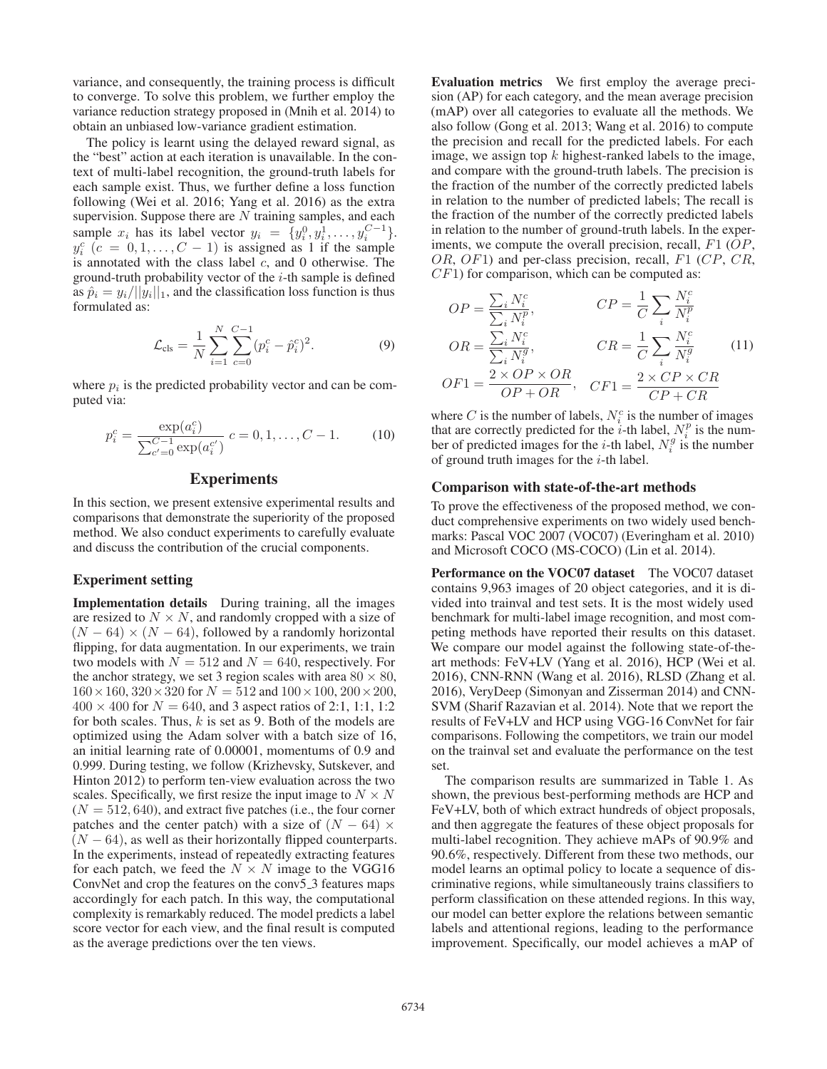variance, and consequently, the training process is difficult to converge. To solve this problem, we further employ the variance reduction strategy proposed in (Mnih et al. 2014) to obtain an unbiased low-variance gradient estimation.

The policy is learnt using the delayed reward signal, as the "best" action at each iteration is unavailable. In the context of multi-label recognition, the ground-truth labels for each sample exist. Thus, we further define a loss function following (Wei et al. 2016; Yang et al. 2016) as the extra supervision. Suppose there are $N$ training samples, and each sample $x_i$ has its label vector $y_i = \{y_i^0, y_i^1, \ldots, y_i^{C-1}\}$. $y_i^c$ $(c = 0, 1, \ldots, C-1)$ is assigned as 1 if the sample is annotated with the class label $c$, and 0 otherwise. The ground-truth probability vector of the $i$-th sample is defined as $\hat{p}_i = y_i/||y_i||_1$, and the classification loss function is thus formulated as:

$$\mathcal{L}_{\text{cls}} = \frac{1}{N}\sum_{i=1}^{N}\sum_{c=0}^{C-1}(p_i^c - \hat{p}_i^c)^2. \tag{9}$$

where $p_i$ is the predicted probability vector and can be computed via:

$$p_i^c = \frac{\exp(a_i^c)}{\sum_{c'=0}^{C-1}\exp(a_i^{c'})} \; c = 0, 1, \ldots, C-1. \tag{10}$$

# Experiments

In this section, we present extensive experimental results and comparisons that demonstrate the superiority of the proposed method. We also conduct experiments to carefully evaluate and discuss the contribution of the crucial components.

## Experiment setting

**Implementation details** During training, all the images are resized to $N \times N$, and randomly cropped with a size of $(N-64) \times (N-64)$, followed by a randomly horizontal flipping, for data augmentation. In our experiments, we train two models with $N = 512$ and $N = 640$, respectively. For the anchor strategy, we set 3 region scales with area $80 \times 80$, $160 \times 160$, $320 \times 320$ for $N = 512$ and $100 \times 100$, $200 \times 200$, $400 \times 400$ for $N = 640$, and 3 aspect ratios of 2:1, 1:1, 1:2 for both scales. Thus, $k$ is set as 9. Both of the models are optimized using the Adam solver with a batch size of 16, an initial learning rate of 0.00001, momentums of 0.9 and 0.999. During testing, we follow (Krizhevsky, Sutskever, and Hinton 2012) to perform ten-view evaluation across the two scales. Specifically, we first resize the input image to $N \times N$ $(N = 512, 640)$, and extract five patches (i.e., the four corner patches and the center patch) with a size of $(N-64) \times (N-64)$, as well as their horizontally flipped counterparts. In the experiments, instead of repeatedly extracting features for each patch, we feed the $N \times N$ image to the VGG16 ConvNet and crop the features on the conv5_3 features maps accordingly for each patch. In this way, the computational complexity is remarkably reduced. The model predicts a label score vector for each view, and the final result is computed as the average predictions over the ten views.

**Evaluation metrics** We first employ the average precision (AP) for each category, and the mean average precision (mAP) over all categories to evaluate all the methods. We also follow (Gong et al. 2013; Wang et al. 2016) to compute the precision and recall for the predicted labels. For each image, we assign top $k$ highest-ranked labels to the image, and compare with the ground-truth labels. The precision is the fraction of the number of the correctly predicted labels in relation to the number of predicted labels; The recall is the fraction of the number of the correctly predicted labels in relation to the number of ground-truth labels. In the experiments, we compute the overall precision, recall, $F1$ ($OP$, $OR$, $OF1$) and per-class precision, recall, $F1$ ($CP$, $CR$, $CF1$) for comparison, which can be computed as:

$$\begin{aligned} OP &= \frac{\sum_i N_i^c}{\sum_i N_i^p}, & CP &= \frac{1}{C}\sum_i \frac{N_i^c}{N_i^p} \\ OR &= \frac{\sum_i N_i^c}{\sum_i N_i^g}, & CR &= \frac{1}{C}\sum_i \frac{N_i^c}{N_i^g} \\ OF1 &= \frac{2 \times OP \times OR}{OP + OR}, & CF1 &= \frac{2 \times CP \times CR}{CP + CR} \end{aligned} \tag{11}$$

where $C$ is the number of labels, $N_i^c$ is the number of images that are correctly predicted for the $i$-th label, $N_i^p$ is the number of predicted images for the $i$-th label, $N_i^g$ is the number of ground truth images for the $i$-th label.

## Comparison with state-of-the-art methods

To prove the effectiveness of the proposed method, we conduct comprehensive experiments on two widely used benchmarks: Pascal VOC 2007 (VOC07) (Everingham et al. 2010) and Microsoft COCO (MS-COCO) (Lin et al. 2014).

**Performance on the VOC07 dataset** The VOC07 dataset contains 9,963 images of 20 object categories, and it is divided into trainval and test sets. It is the most widely used benchmark for multi-label image recognition, and most competing methods have reported their results on this dataset. We compare our model against the following state-of-the-art methods: FeV+LV (Yang et al. 2016), HCP (Wei et al. 2016), CNN-RNN (Wang et al. 2016), RLSD (Zhang et al. 2016), VeryDeep (Simonyan and Zisserman 2014) and CNN-SVM (Sharif Razavian et al. 2014). Note that we report the results of FeV+LV and HCP using VGG-16 ConvNet for fair comparisons. Following the competitors, we train our model on the trainval set and evaluate the performance on the test set.

The comparison results are summarized in Table 1. As shown, the previous best-performing methods are HCP and FeV+LV, both of which extract hundreds of object proposals, and then aggregate the features of these object proposals for multi-label recognition. They achieve mAPs of 90.9% and 90.6%, respectively. Different from these two methods, our model learns an optimal policy to locate a sequence of discriminative regions, while simultaneously trains classifiers to perform classification on these attended regions. In this way, our model can better explore the relations between semantic labels and attentional regions, leading to the performance improvement. Specifically, our model achieves a mAP of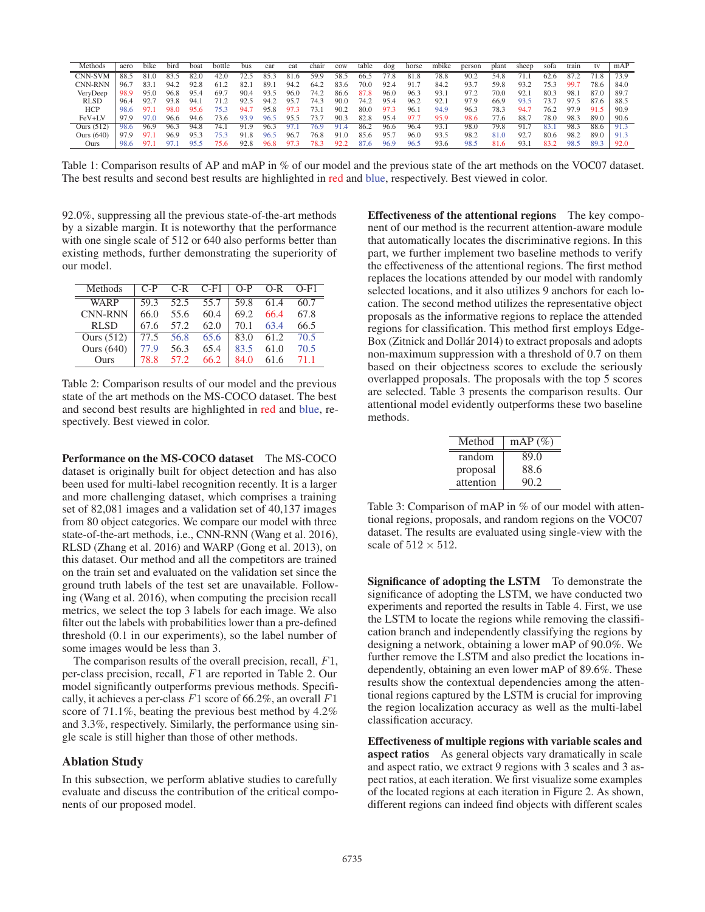| Methods | aero | bike | bird | boat | bottle | bus | car | cat | chair | cow | table | dog | horse | mbike | person | plant | sheep | sofa | train | tv | mAP |
|---|---|---|---|---|---|---|---|---|---|---|---|---|---|---|---|---|---|---|---|---|---|
| CNN-SVM | 88.5 | 81.0 | 83.5 | 82.0 | 42.0 | 72.5 | 85.3 | 81.6 | 59.9 | 58.5 | 66.5 | 77.8 | 81.8 | 78.8 | 90.2 | 54.8 | 71.1 | 62.6 | 87.2 | 71.8 | 73.9 |
| CNN-RNN | 96.7 | 83.1 | 94.2 | 92.8 | 61.2 | 82.1 | 89.1 | 94.2 | 64.2 | 83.6 | 70.0 | 92.4 | 91.7 | 84.2 | 93.7 | 59.8 | 93.2 | 75.3 | 99.7 | 78.6 | 84.0 |
| VeryDeep | 98.9 | 95.0 | 96.8 | 95.4 | 69.7 | 90.4 | 93.5 | 96.0 | 74.2 | 86.6 | 87.8 | 96.0 | 96.3 | 93.1 | 97.2 | 70.0 | 92.1 | 80.3 | 98.1 | 87.0 | 89.7 |
| RLSD | 96.4 | 92.7 | 93.8 | 94.1 | 71.2 | 92.5 | 94.2 | 95.7 | 74.3 | 90.0 | 74.2 | 95.4 | 96.2 | 92.1 | 97.9 | 66.9 | 93.5 | 73.7 | 97.5 | 87.6 | 88.5 |
| HCP | 98.6 | 97.1 | 98.0 | 95.6 | 75.3 | 94.7 | 95.8 | 97.3 | 73.1 | 90.2 | 80.0 | 97.3 | 96.1 | 94.9 | 96.3 | 78.3 | 94.7 | 76.2 | 97.9 | 91.5 | 90.9 |
| FeV+LV | 97.9 | 97.0 | 96.6 | 94.6 | 73.6 | 93.9 | 96.5 | 95.5 | 73.7 | 90.3 | 82.8 | 95.4 | 97.7 | 95.9 | 98.6 | 77.6 | 88.7 | 78.0 | 98.3 | 89.0 | 90.6 |
| Ours (512) | 98.6 | 96.9 | 96.3 | 94.8 | 74.1 | 91.9 | 96.3 | 97.1 | 76.9 | 91.4 | 86.2 | 96.6 | 96.4 | 93.1 | 98.0 | 79.8 | 91.7 | 83.1 | 98.3 | 88.6 | 91.3 |
| Ours (640) | 97.9 | 97.1 | 96.9 | 95.3 | 75.3 | 91.8 | 96.5 | 96.7 | 76.8 | 91.0 | 85.6 | 95.7 | 96.0 | 93.5 | 98.2 | 81.0 | 92.7 | 80.6 | 98.2 | 89.0 | 91.3 |
| Ours | 98.6 | 97.1 | 97.1 | 95.5 | 75.6 | 92.8 | 96.8 | 97.3 | 78.3 | 92.2 | 87.6 | 96.9 | 96.5 | 93.6 | 98.5 | 81.6 | 93.1 | 83.2 | 98.5 | 89.3 | 92.0 |

Table 1: Comparison results of AP and mAP in % of our model and the previous state of the art methods on the VOC07 dataset. The best results and second best results are highlighted in red and blue, respectively. Best viewed in color.

92.0%, suppressing all the previous state-of-the-art methods by a sizable margin. It is noteworthy that the performance with one single scale of 512 or 640 also performs better than existing methods, further demonstrating the superiority of our model.

| Methods | C-P | C-R | C-F1 | O-P | O-R | O-F1 |
|---|---|---|---|---|---|---|
| WARP | 59.3 | 52.5 | 55.7 | 59.8 | 61.4 | 60.7 |
| CNN-RNN | 66.0 | 55.6 | 60.4 | 69.2 | 66.4 | 67.8 |
| RLSD | 67.6 | 57.2 | 62.0 | 70.1 | 63.4 | 66.5 |
| Ours (512) | 77.5 | 56.8 | 65.6 | 83.0 | 61.2 | 70.5 |
| Ours (640) | 77.9 | 56.3 | 65.4 | 83.5 | 61.0 | 70.5 |
| Ours | 78.8 | 57.2 | 66.2 | 84.0 | 61.6 | 71.1 |

Table 2: Comparison results of our model and the previous state of the art methods on the MS-COCO dataset. The best and second best results are highlighted in red and blue, respectively. Best viewed in color.

**Performance on the MS-COCO dataset** The MS-COCO dataset is originally built for object detection and has also been used for multi-label recognition recently. It is a larger and more challenging dataset, which comprises a training set of 82,081 images and a validation set of 40,137 images from 80 object categories. We compare our model with three state-of-the-art methods, i.e., CNN-RNN (Wang et al. 2016), RLSD (Zhang et al. 2016) and WARP (Gong et al. 2013), on this dataset. Our method and all the competitors are trained on the train set and evaluated on the validation set since the ground truth labels of the test set are unavailable. Following (Wang et al. 2016), when computing the precision recall metrics, we select the top 3 labels for each image. We also filter out the labels with probabilities lower than a pre-defined threshold (0.1 in our experiments), so the label number of some images would be less than 3.

The comparison results of the overall precision, recall, $F1$, per-class precision, recall, $F1$ are reported in Table 2. Our model significantly outperforms previous methods. Specifically, it achieves a per-class $F1$ score of 66.2%, an overall $F1$ score of 71.1%, beating the previous best method by 4.2% and 3.3%, respectively. Similarly, the performance using single scale is still higher than those of other methods.

## Ablation Study

In this subsection, we perform ablative studies to carefully evaluate and discuss the contribution of the critical components of our proposed model.

**Effectiveness of the attentional regions** The key component of our method is the recurrent attention-aware module that automatically locates the discriminative regions. In this part, we further implement two baseline methods to verify the effectiveness of the attentional regions. The first method replaces the locations attended by our model with randomly selected locations, and it also utilizes 9 anchors for each location. The second method utilizes the representative object proposals as the informative regions to replace the attended regions for classification. This method first employs EdgeBox (Zitnick and Dollár 2014) to extract proposals and adopts non-maximum suppression with a threshold of 0.7 on them based on their objectness scores to exclude the seriously overlapped proposals. The proposals with the top 5 scores are selected. Table 3 presents the comparison results. Our attentional model evidently outperforms these two baseline methods.

| Method | mAP (%) |
|---|---|
| random | 89.0 |
| proposal | 88.6 |
| attention | 90.2 |

Table 3: Comparison of mAP in % of our model with attentional regions, proposals, and random regions on the VOC07 dataset. The results are evaluated using single-view with the scale of $512 \times 512$.

**Significance of adopting the LSTM** To demonstrate the significance of adopting the LSTM, we have conducted two experiments and reported the results in Table 4. First, we use the LSTM to locate the regions while removing the classification branch and independently classifying the regions by designing a network, obtaining a lower mAP of 90.0%. We further remove the LSTM and also predict the locations independently, obtaining an even lower mAP of 89.6%. These results show the contextual dependencies among the attentional regions captured by the LSTM is crucial for improving the region localization accuracy as well as the multi-label classification accuracy.

**Effectiveness of multiple regions with variable scales and aspect ratios** As general objects vary dramatically in scale and aspect ratio, we extract 9 regions with 3 scales and 3 aspect ratios, at each iteration. We first visualize some examples of the located regions at each iteration in Figure 2. As shown, different regions can indeed find objects with different scales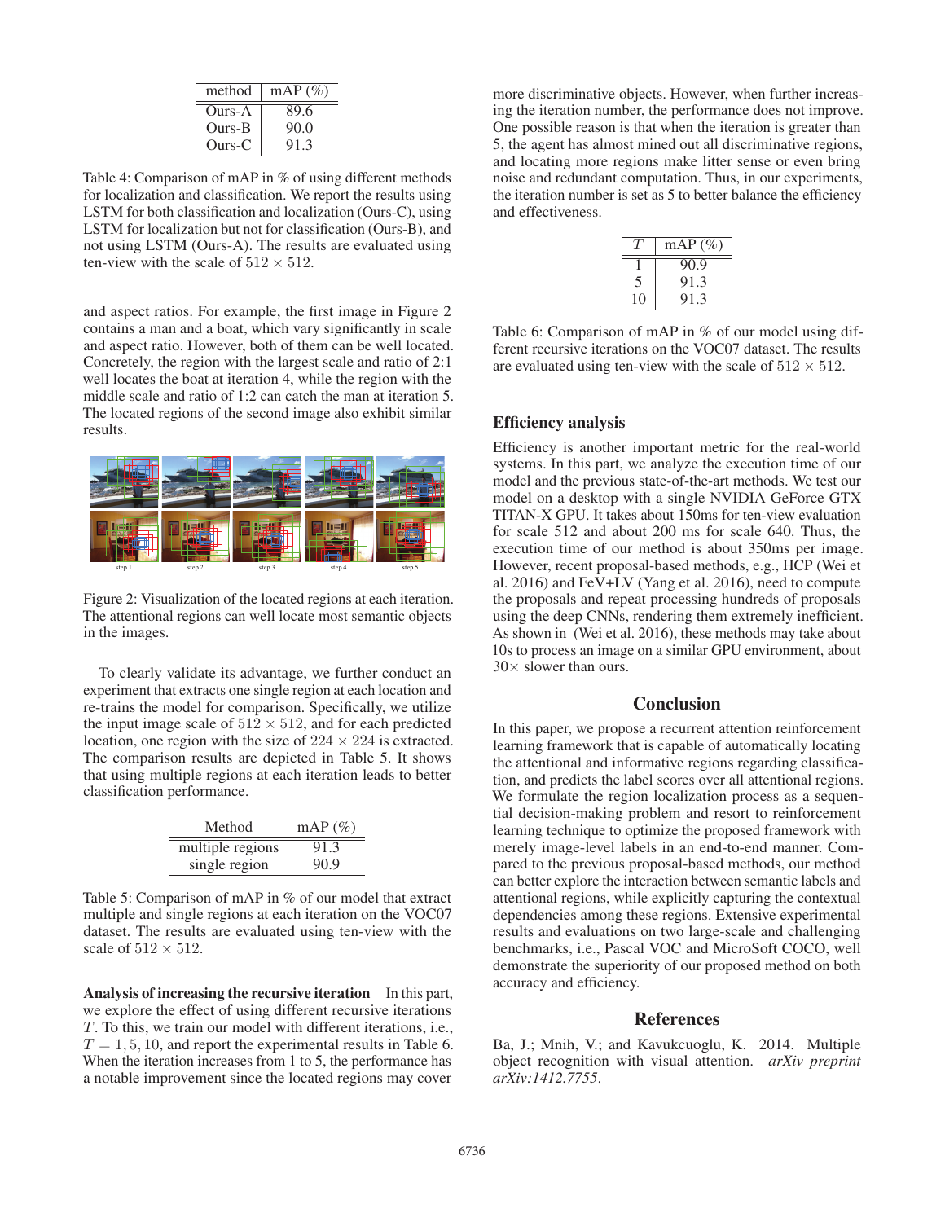| method | mAP (%) |
| --- | --- |
| Ours-A | 89.6 |
| Ours-B | 90.0 |
| Ours-C | 91.3 |

Table 4: Comparison of mAP in % of using different methods for localization and classification. We report the results using LSTM for both classification and localization (Ours-C), using LSTM for localization but not for classification (Ours-B), and not using LSTM (Ours-A). The results are evaluated using ten-view with the scale of $512 \times 512$.

and aspect ratios. For example, the first image in Figure 2 contains a man and a boat, which vary significantly in scale and aspect ratio. However, both of them can be well located. Concretely, the region with the largest scale and ratio of 2:1 well locates the boat at iteration 4, while the region with the middle scale and ratio of 1:2 can catch the man at iteration 5. The located regions of the second image also exhibit similar results.

Figure 2: Visualization of the located regions at each iteration. The attentional regions can well locate most semantic objects in the images.

To clearly validate its advantage, we further conduct an experiment that extracts one single region at each location and re-trains the model for comparison. Specifically, we utilize the input image scale of $512 \times 512$, and for each predicted location, one region with the size of $224 \times 224$ is extracted. The comparison results are depicted in Table 5. It shows that using multiple regions at each iteration leads to better classification performance.

| Method | mAP (%) |
| --- | --- |
| multiple regions | 91.3 |
| single region | 90.9 |

Table 5: Comparison of mAP in % of our model that extract multiple and single regions at each iteration on the VOC07 dataset. The results are evaluated using ten-view with the scale of $512 \times 512$.

**Analysis of increasing the recursive iteration** In this part, we explore the effect of using different recursive iterations $T$. To this, we train our model with different iterations, i.e., $T = 1, 5, 10$, and report the experimental results in Table 6. When the iteration increases from 1 to 5, the performance has a notable improvement since the located regions may cover more discriminative objects. However, when further increasing the iteration number, the performance does not improve. One possible reason is that when the iteration is greater than 5, the agent has almost mined out all discriminative regions, and locating more regions make litter sense or even bring noise and redundant computation. Thus, in our experiments, the iteration number is set as 5 to better balance the efficiency and effectiveness.

| $T$ | mAP (%) |
| --- | --- |
| 1 | 90.9 |
| 5 | 91.3 |
| 10 | 91.3 |

Table 6: Comparison of mAP in % of our model using different recursive iterations on the VOC07 dataset. The results are evaluated using ten-view with the scale of $512 \times 512$.

### Efficiency analysis

Efficiency is another important metric for the real-world systems. In this part, we analyze the execution time of our model and the previous state-of-the-art methods. We test our model on a desktop with a single NVIDIA GeForce GTX TITAN-X GPU. It takes about 150ms for ten-view evaluation for scale 512 and about 200 ms for scale 640. Thus, the execution time of our method is about 350ms per image. However, recent proposal-based methods, e.g., HCP (Wei et al. 2016) and FeV+LV (Yang et al. 2016), need to compute the proposals and repeat processing hundreds of proposals using the deep CNNs, rendering them extremely inefficient. As shown in (Wei et al. 2016), these methods may take about 10s to process an image on a similar GPU environment, about $30\times$ slower than ours.

## Conclusion

In this paper, we propose a recurrent attention reinforcement learning framework that is capable of automatically locating the attentional and informative regions regarding classification, and predicts the label scores over all attentional regions. We formulate the region localization process as a sequential decision-making problem and resort to reinforcement learning technique to optimize the proposed framework with merely image-level labels in an end-to-end manner. Compared to the previous proposal-based methods, our method can better explore the interaction between semantic labels and attentional regions, while explicitly capturing the contextual dependencies among these regions. Extensive experimental results and evaluations on two large-scale and challenging benchmarks, i.e., Pascal VOC and MicroSoft COCO, well demonstrate the superiority of our proposed method on both accuracy and efficiency.

## References

Ba, J.; Mnih, V.; and Kavukcuoglu, K. 2014. Multiple object recognition with visual attention. *arXiv preprint arXiv:1412.7755*.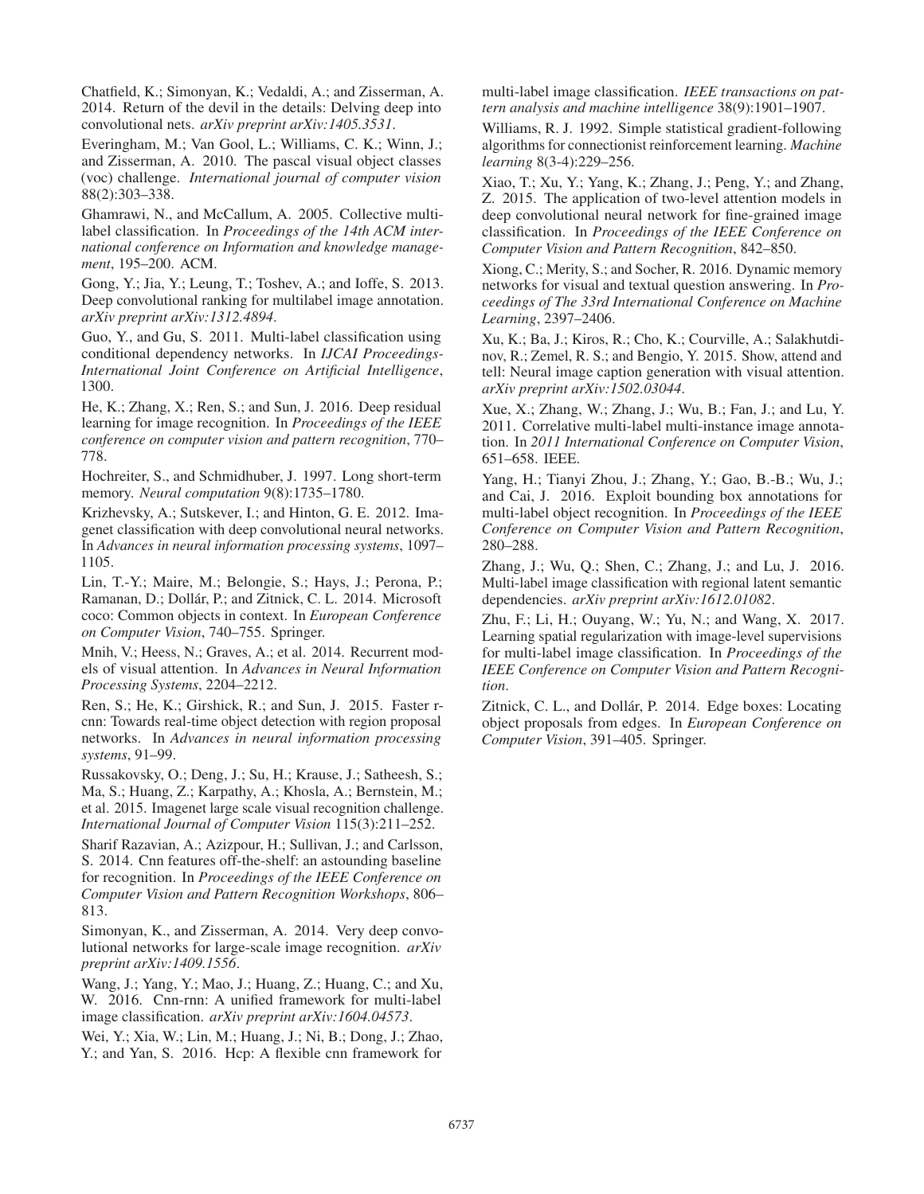Chatfield, K.; Simonyan, K.; Vedaldi, A.; and Zisserman, A. 2014. Return of the devil in the details: Delving deep into convolutional nets. *arXiv preprint arXiv:1405.3531*.

Everingham, M.; Van Gool, L.; Williams, C. K.; Winn, J.; and Zisserman, A. 2010. The pascal visual object classes (voc) challenge. *International journal of computer vision* 88(2):303–338.

Ghamrawi, N., and McCallum, A. 2005. Collective multi-label classification. In *Proceedings of the 14th ACM international conference on Information and knowledge management*, 195–200. ACM.

Gong, Y.; Jia, Y.; Leung, T.; Toshev, A.; and Ioffe, S. 2013. Deep convolutional ranking for multilabel image annotation. *arXiv preprint arXiv:1312.4894*.

Guo, Y., and Gu, S. 2011. Multi-label classification using conditional dependency networks. In *IJCAI Proceedings-International Joint Conference on Artificial Intelligence*, 1300.

He, K.; Zhang, X.; Ren, S.; and Sun, J. 2016. Deep residual learning for image recognition. In *Proceedings of the IEEE conference on computer vision and pattern recognition*, 770–778.

Hochreiter, S., and Schmidhuber, J. 1997. Long short-term memory. *Neural computation* 9(8):1735–1780.

Krizhevsky, A.; Sutskever, I.; and Hinton, G. E. 2012. Imagenet classification with deep convolutional neural networks. In *Advances in neural information processing systems*, 1097–1105.

Lin, T.-Y.; Maire, M.; Belongie, S.; Hays, J.; Perona, P.; Ramanan, D.; Dollár, P.; and Zitnick, C. L. 2014. Microsoft coco: Common objects in context. In *European Conference on Computer Vision*, 740–755. Springer.

Mnih, V.; Heess, N.; Graves, A.; et al. 2014. Recurrent models of visual attention. In *Advances in Neural Information Processing Systems*, 2204–2212.

Ren, S.; He, K.; Girshick, R.; and Sun, J. 2015. Faster r-cnn: Towards real-time object detection with region proposal networks. In *Advances in neural information processing systems*, 91–99.

Russakovsky, O.; Deng, J.; Su, H.; Krause, J.; Satheesh, S.; Ma, S.; Huang, Z.; Karpathy, A.; Khosla, A.; Bernstein, M.; et al. 2015. Imagenet large scale visual recognition challenge. *International Journal of Computer Vision* 115(3):211–252.

Sharif Razavian, A.; Azizpour, H.; Sullivan, J.; and Carlsson, S. 2014. Cnn features off-the-shelf: an astounding baseline for recognition. In *Proceedings of the IEEE Conference on Computer Vision and Pattern Recognition Workshops*, 806–813.

Simonyan, K., and Zisserman, A. 2014. Very deep convolutional networks for large-scale image recognition. *arXiv preprint arXiv:1409.1556*.

Wang, J.; Yang, Y.; Mao, J.; Huang, Z.; Huang, C.; and Xu, W. 2016. Cnn-rnn: A unified framework for multi-label image classification. *arXiv preprint arXiv:1604.04573*.

Wei, Y.; Xia, W.; Lin, M.; Huang, J.; Ni, B.; Dong, J.; Zhao, Y.; and Yan, S. 2016. Hcp: A flexible cnn framework for multi-label image classification. *IEEE transactions on pattern analysis and machine intelligence* 38(9):1901–1907.

Williams, R. J. 1992. Simple statistical gradient-following algorithms for connectionist reinforcement learning. *Machine learning* 8(3-4):229–256.

Xiao, T.; Xu, Y.; Yang, K.; Zhang, J.; Peng, Y.; and Zhang, Z. 2015. The application of two-level attention models in deep convolutional neural network for fine-grained image classification. In *Proceedings of the IEEE Conference on Computer Vision and Pattern Recognition*, 842–850.

Xiong, C.; Merity, S.; and Socher, R. 2016. Dynamic memory networks for visual and textual question answering. In *Proceedings of The 33rd International Conference on Machine Learning*, 2397–2406.

Xu, K.; Ba, J.; Kiros, R.; Cho, K.; Courville, A.; Salakhutdinov, R.; Zemel, R. S.; and Bengio, Y. 2015. Show, attend and tell: Neural image caption generation with visual attention. *arXiv preprint arXiv:1502.03044*.

Xue, X.; Zhang, W.; Zhang, J.; Wu, B.; Fan, J.; and Lu, Y. 2011. Correlative multi-label multi-instance image annotation. In *2011 International Conference on Computer Vision*, 651–658. IEEE.

Yang, H.; Tianyi Zhou, J.; Zhang, Y.; Gao, B.-B.; Wu, J.; and Cai, J. 2016. Exploit bounding box annotations for multi-label object recognition. In *Proceedings of the IEEE Conference on Computer Vision and Pattern Recognition*, 280–288.

Zhang, J.; Wu, Q.; Shen, C.; Zhang, J.; and Lu, J. 2016. Multi-label image classification with regional latent semantic dependencies. *arXiv preprint arXiv:1612.01082*.

Zhu, F.; Li, H.; Ouyang, W.; Yu, N.; and Wang, X. 2017. Learning spatial regularization with image-level supervisions for multi-label image classification. In *Proceedings of the IEEE Conference on Computer Vision and Pattern Recognition*.

Zitnick, C. L., and Dollár, P. 2014. Edge boxes: Locating object proposals from edges. In *European Conference on Computer Vision*, 391–405. Springer.